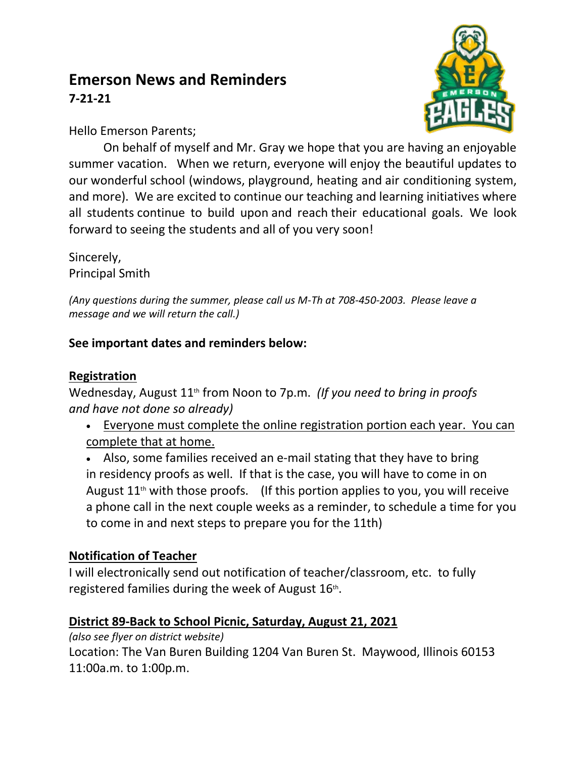# Emerson News and Reminders

**7-21-21**

Hello Emerson Parents;

On behalf of myself and Mr. Gray we hope that you are having an enjoyable summer vacation. When we return, everyone will enjoy the beautiful updates to our wonderful school (windows, playground, heating and air conditioning system, and more). We are excited to continue our teaching and learning initiatives where all students continue to build upon and reach their educational goals. We look forward to seeing the students and all of you very soon!

Sincerely,
Principal Smith

*(Any questions during the summer, please call us M-Th at 708-450-2003. Please leave a message and we will return the call.)*

**See important dates and reminders below:**

## Registration

Wednesday, August 11th from Noon to 7p.m. *(If you need to bring in proofs and have not done so already)*

- Everyone must complete the online registration portion each year. You can complete that at home.
- Also, some families received an e-mail stating that they have to bring in residency proofs as well. If that is the case, you will have to come in on August 11th with those proofs. (If this portion applies to you, you will receive a phone call in the next couple weeks as a reminder, to schedule a time for you to come in and next steps to prepare you for the 11th)

## Notification of Teacher

I will electronically send out notification of teacher/classroom, etc. to fully registered families during the week of August 16th.

## District 89-Back to School Picnic, Saturday, August 21, 2021

*(also see flyer on district website)*

Location: The Van Buren Building 1204 Van Buren St. Maywood, Illinois 60153
11:00a.m. to 1:00p.m.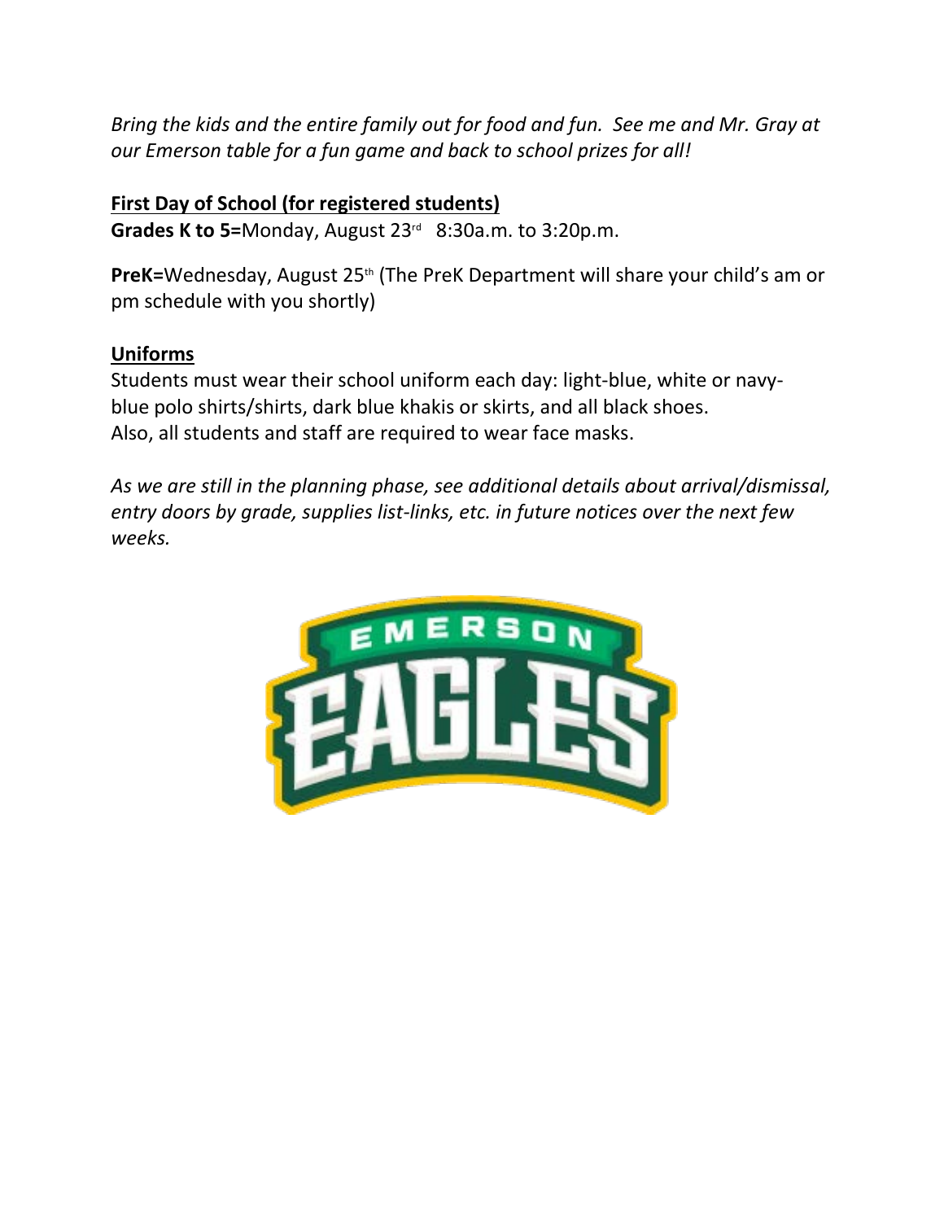*Bring the kids and the entire family out for food and fun. See me and Mr. Gray at our Emerson table for a fun game and back to school prizes for all!*

**First Day of School (for registered students)**

**Grades K to 5=**Monday, August 23rd 8:30a.m. to 3:20p.m.

**PreK=**Wednesday, August 25th (The PreK Department will share your child's am or pm schedule with you shortly)

**Uniforms**

Students must wear their school uniform each day: light-blue, white or navy-blue polo shirts/shirts, dark blue khakis or skirts, and all black shoes.
Also, all students and staff are required to wear face masks.

*As we are still in the planning phase, see additional details about arrival/dismissal, entry doors by grade, supplies list-links, etc. in future notices over the next few weeks.*

EMERSON EAGLES